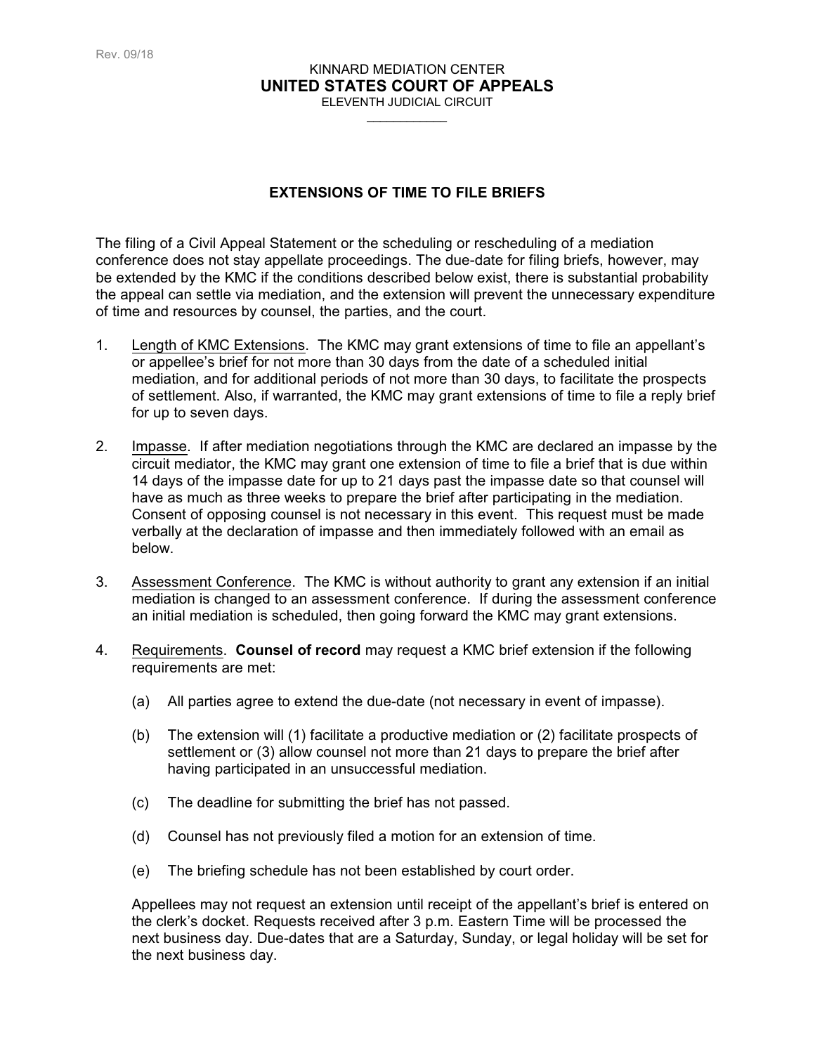Rev. 09/18

KINNARD MEDIATION CENTER

**UNITED STATES COURT OF APPEALS**

ELEVENTH JUDICIAL CIRCUIT

---

## EXTENSIONS OF TIME TO FILE BRIEFS

The filing of a Civil Appeal Statement or the scheduling or rescheduling of a mediation conference does not stay appellate proceedings. The due-date for filing briefs, however, may be extended by the KMC if the conditions described below exist, there is substantial probability the appeal can settle via mediation, and the extension will prevent the unnecessary expenditure of time and resources by counsel, the parties, and the court.

1. Length of KMC Extensions. The KMC may grant extensions of time to file an appellant's or appellee's brief for not more than 30 days from the date of a scheduled initial mediation, and for additional periods of not more than 30 days, to facilitate the prospects of settlement. Also, if warranted, the KMC may grant extensions of time to file a reply brief for up to seven days.

2. Impasse. If after mediation negotiations through the KMC are declared an impasse by the circuit mediator, the KMC may grant one extension of time to file a brief that is due within 14 days of the impasse date for up to 21 days past the impasse date so that counsel will have as much as three weeks to prepare the brief after participating in the mediation. Consent of opposing counsel is not necessary in this event. This request must be made verbally at the declaration of impasse and then immediately followed with an email as below.

3. Assessment Conference. The KMC is without authority to grant any extension if an initial mediation is changed to an assessment conference. If during the assessment conference an initial mediation is scheduled, then going forward the KMC may grant extensions.

4. Requirements. **Counsel of record** may request a KMC brief extension if the following requirements are met:

   (a) All parties agree to extend the due-date (not necessary in event of impasse).

   (b) The extension will (1) facilitate a productive mediation or (2) facilitate prospects of settlement or (3) allow counsel not more than 21 days to prepare the brief after having participated in an unsuccessful mediation.

   (c) The deadline for submitting the brief has not passed.

   (d) Counsel has not previously filed a motion for an extension of time.

   (e) The briefing schedule has not been established by court order.

   Appellees may not request an extension until receipt of the appellant's brief is entered on the clerk's docket. Requests received after 3 p.m. Eastern Time will be processed the next business day. Due-dates that are a Saturday, Sunday, or legal holiday will be set for the next business day.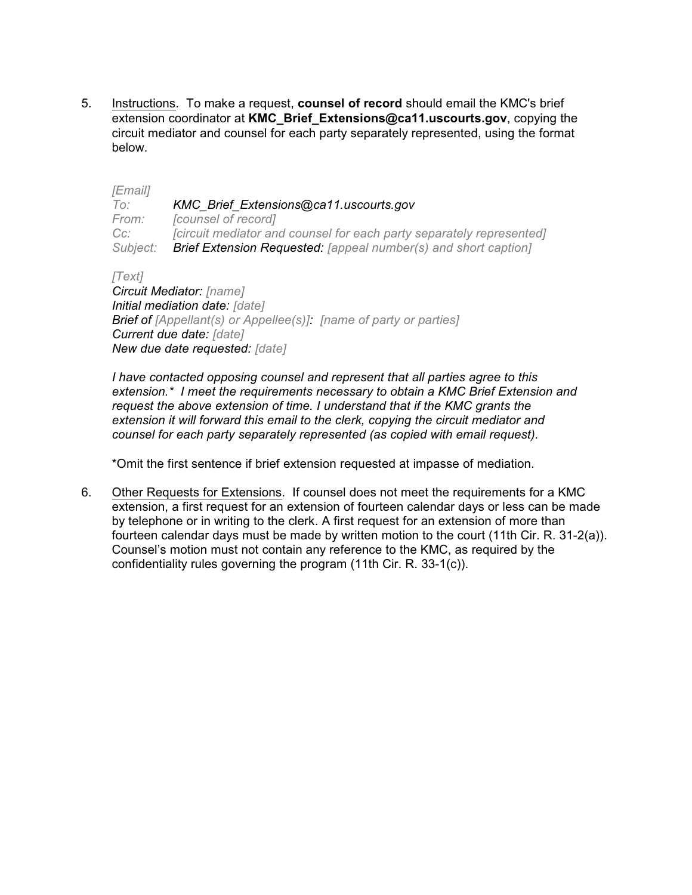5. Instructions. To make a request, **counsel of record** should email the KMC's brief extension coordinator at **KMC_Brief_Extensions@ca11.uscourts.gov**, copying the circuit mediator and counsel for each party separately represented, using the format below.

   *[Email]*
   *To:* *KMC_Brief_Extensions@ca11.uscourts.gov*
   *From:* *[counsel of record]*
   *Cc:* *[circuit mediator and counsel for each party separately represented]*
   *Subject:* ***Brief Extension Requested:*** *[appeal number(s) and short caption]*

   *[Text]*
   *Circuit Mediator: [name]*
   *Initial mediation date: [date]*
   ***Brief of*** *[Appellant(s) or Appellee(s)]: [name of party or parties]*
   *Current due date: [date]*
   *New due date requested: [date]*

   *I have contacted opposing counsel and represent that all parties agree to this extension.* I meet the requirements necessary to obtain a KMC Brief Extension and request the above extension of time. I understand that if the KMC grants the extension it will forward this email to the clerk, copying the circuit mediator and counsel for each party separately represented (as copied with email request).*

   *Omit the first sentence if brief extension requested at impasse of mediation.

6. Other Requests for Extensions. If counsel does not meet the requirements for a KMC extension, a first request for an extension of fourteen calendar days or less can be made by telephone or in writing to the clerk. A first request for an extension of more than fourteen calendar days must be made by written motion to the court (11th Cir. R. 31-2(a)). Counsel's motion must not contain any reference to the KMC, as required by the confidentiality rules governing the program (11th Cir. R. 33-1(c)).